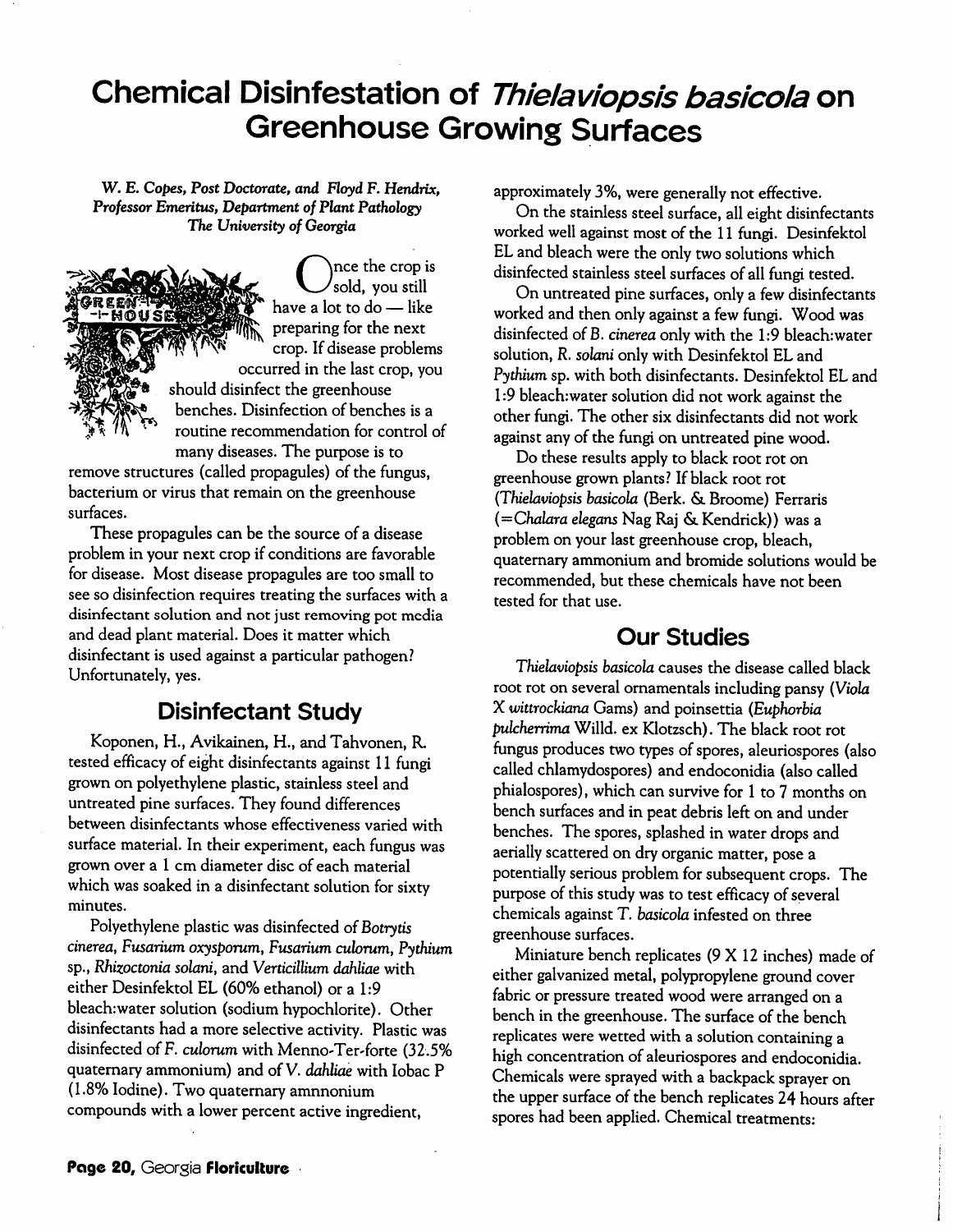# Chemical Disinfestation of *Thielaviopsis basicola* on Greenhouse Growing Surfaces

*W. E. Copes, Post Doctorate, and Floyd F. Hendrix, Professor Emeritus, Department of Plant Pathology The University of Georgia*

Once the crop is sold, you still have a lot to do — like preparing for the next crop. If disease problems occurred in the last crop, you should disinfect the greenhouse benches. Disinfection of benches is a routine recommendation for control of many diseases. The purpose is to remove structures (called propagules) of the fungus, bacterium or virus that remain on the greenhouse surfaces.

These propagules can be the source of a disease problem in your next crop if conditions are favorable for disease. Most disease propagules are too small to see so disinfection requires treating the surfaces with a disinfectant solution and not just removing pot media and dead plant material. Does it matter which disinfectant is used against a particular pathogen? Unfortunately, yes.

## Disinfectant Study

Koponen, H., Avikainen, H., and Tahvonen, R. tested efficacy of eight disinfectants against 11 fungi grown on polyethylene plastic, stainless steel and untreated pine surfaces. They found differences between disinfectants whose effectiveness varied with surface material. In their experiment, each fungus was grown over a 1 cm diameter disc of each material which was soaked in a disinfectant solution for sixty minutes.

Polyethylene plastic was disinfected of *Botrytis cinerea*, *Fusarium oxysporum*, *Fusarium culorum*, *Pythium* sp., *Rhizoctonia solani*, and *Verticillium dahliae* with either Desinfektol EL (60% ethanol) or a 1:9 bleach:water solution (sodium hypochlorite). Other disinfectants had a more selective activity. Plastic was disinfected of *F. culorum* with Menno-Ter-forte (32.5% quaternary ammonium) and of *V. dahliae* with Iobac P (1.8% Iodine). Two quaternary amnnonium compounds with a lower percent active ingredient, approximately 3%, were generally not effective.

On the stainless steel surface, all eight disinfectants worked well against most of the 11 fungi. Desinfektol EL and bleach were the only two solutions which disinfected stainless steel surfaces of all fungi tested.

On untreated pine surfaces, only a few disinfectants worked and then only against a few fungi. Wood was disinfected of *B. cinerea* only with the 1:9 bleach:water solution, *R. solani* only with Desinfektol EL and *Pythium* sp. with both disinfectants. Desinfektol EL and 1:9 bleach:water solution did not work against the other fungi. The other six disinfectants did not work against any of the fungi on untreated pine wood.

Do these results apply to black root rot on greenhouse grown plants? If black root rot (*Thielaviopsis basicola* (Berk. & Broome) Ferraris (=*Chalara elegans* Nag Raj & Kendrick)) was a problem on your last greenhouse crop, bleach, quaternary ammonium and bromide solutions would be recommended, but these chemicals have not been tested for that use.

## Our Studies

*Thielaviopsis basicola* causes the disease called black root rot on several ornamentals including pansy (*Viola X wittrockiana* Gams) and poinsettia (*Euphorbia pulcherrima* Willd. ex Klotzsch). The black root rot fungus produces two types of spores, aleuriospores (also called chlamydospores) and endoconidia (also called phialospores), which can survive for 1 to 7 months on bench surfaces and in peat debris left on and under benches. The spores, splashed in water drops and aerially scattered on dry organic matter, pose a potentially serious problem for subsequent crops. The purpose of this study was to test efficacy of several chemicals against *T. basicola* infested on three greenhouse surfaces.

Miniature bench replicates (9 X 12 inches) made of either galvanized metal, polypropylene ground cover fabric or pressure treated wood were arranged on a bench in the greenhouse. The surface of the bench replicates were wetted with a solution containing a high concentration of aleuriospores and endoconidia. Chemicals were sprayed with a backpack sprayer on the upper surface of the bench replicates 24 hours after spores had been applied. Chemical treatments: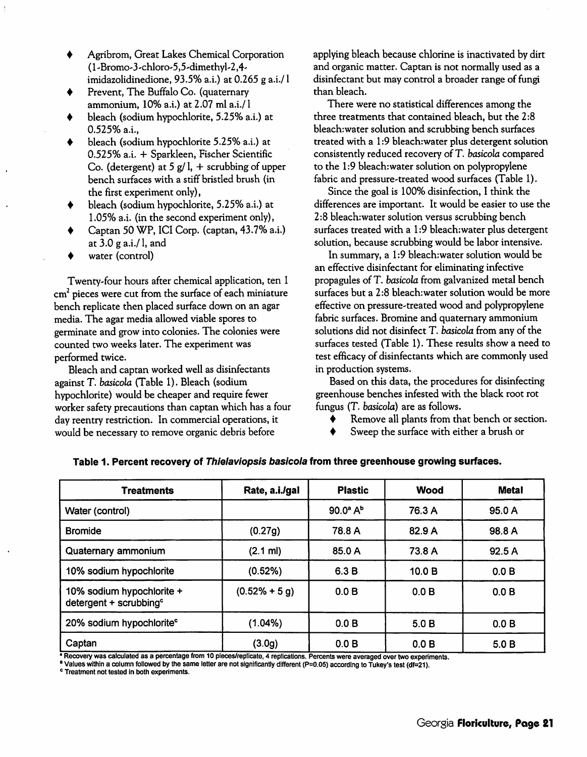- Agribrom, Great Lakes Chemical Corporation (1-Bromo-3-chloro-5,5-dimethyl-2,4-imidazolidinedione, 93.5% a.i.) at 0.265 g a.i./ l
- Prevent, The Buffalo Co. (quaternary ammonium, 10% a.i.) at 2.07 ml a.i./ l
- bleach (sodium hypochlorite, 5.25% a.i.) at 0.525% a.i.,
- bleach (sodium hypochlorite 5.25% a.i.) at 0.525% a.i. + Sparkleen, Fischer Scientific Co. (detergent) at 5 g/ l, + scrubbing of upper bench surfaces with a stiff bristled brush (in the first experiment only),
- bleach (sodium hypochlorite, 5.25% a.i.) at 1.05% a.i. (in the second experiment only),
- Captan 50 WP, ICI Corp. (captan, 43.7% a.i.) at 3.0 g a.i./ l, and
- water (control)

Twenty-four hours after chemical application, ten 1 $cm^2$ pieces were cut from the surface of each miniature bench replicate then placed surface down on an agar media. The agar media allowed viable spores to germinate and grow into colonies. The colonies were counted two weeks later. The experiment was performed twice.

Bleach and captan worked well as disinfectants against *T. basicola* (Table 1). Bleach (sodium hypochlorite) would be cheaper and require fewer worker safety precautions than captan which has a four day reentry restriction. In commercial operations, it would be necessary to remove organic debris before applying bleach because chlorine is inactivated by dirt and organic matter. Captan is not normally used as a disinfectant but may control a broader range of fungi than bleach.

There were no statistical differences among the three treatments that contained bleach, but the 2:8 bleach:water solution and scrubbing bench surfaces treated with a 1:9 bleach:water plus detergent solution consistently reduced recovery of *T. basicola* compared to the 1:9 bleach:water solution on polypropylene fabric and pressure-treated wood surfaces (Table 1).

Since the goal is 100% disinfection, I think the differences are important. It would be easier to use the 2:8 bleach:water solution versus scrubbing bench surfaces treated with a 1:9 bleach:water plus detergent solution, because scrubbing would be labor intensive.

In summary, a 1:9 bleach:water solution would be an effective disinfectant for eliminating infective propagules of *T. basicola* from galvanized metal bench surfaces but a 2:8 bleach:water solution would be more effective on pressure-treated wood and polypropylene fabric surfaces. Bromine and quaternary ammonium solutions did not disinfect *T. basicola* from any of the surfaces tested (Table 1). These results show a need to test efficacy of disinfectants which are commonly used in production systems.

Based on this data, the procedures for disinfecting greenhouse benches infested with the black root rot fungus (*T. basicola*) are as follows.

- Remove all plants from that bench or section.
- Sweep the surface with either a brush or

**Table 1. Percent recovery of *Thielaviopsis basicola* from three greenhouse growing surfaces.**

| Treatments | Rate, a.i./gal | Plastic | Wood | Metal |
|---|---|---|---|---|
| Water (control) | | 90.0[a] A[b] | 76.3 A | 95.0 A |
| Bromide | (0.27g) | 78.8 A | 82.9 A | 98.8 A |
| Quaternary ammonium | (2.1 ml) | 85.0 A | 73.8 A | 92.5 A |
| 10% sodium hypochlorite | (0.52%) | 6.3 B | 10.0 B | 0.0 B |
| 10% sodium hypochlorite + detergent + scrubbing[c] | (0.52% + 5 g) | 0.0 B | 0.0 B | 0.0 B |
| 20% sodium hypochlorite[c] | (1.04%) | 0.0 B | 5.0 B | 0.0 B |
| Captan | (3.0g) | 0.0 B | 0.0 B | 5.0 B |

[a] Recovery was calculated as a percentage from 10 pieces/replicate, 4 replications. Percents were averaged over two experiments.
[b] Values within a column followed by the same letter are not significantly different ($P=0.05$) according to Tukey's test (df=21).
[c] Treatment not tested in both experiments.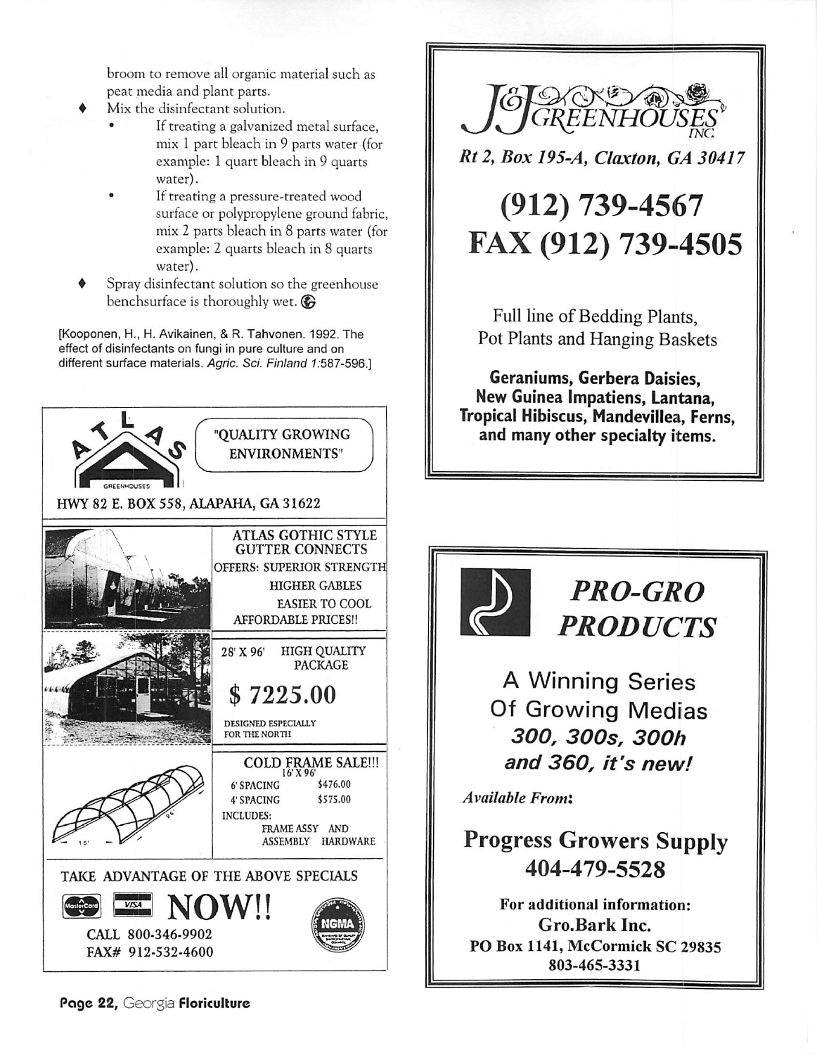broom to remove all organic material such as peat media and plant parts.

- Mix the disinfectant solution.
  - If treating a galvanized metal surface, mix 1 part bleach in 9 parts water (for example: 1 quart bleach in 9 quarts water).
  - If treating a pressure-treated wood surface or polypropylene ground fabric, mix 2 parts bleach in 8 parts water (for example: 2 quarts bleach in 8 quarts water).
- Spray disinfectant solution so the greenhouse benchsurface is thoroughly wet.

[Kooponen, H., H. Avikainen, & R. Tahvonen. 1992. The effect of disinfectants on fungi in pure culture and on different surface materials. *Agric. Sci. Finland* 1:587-596.]

---

ATLAS GREENHOUSES

"QUALITY GROWING ENVIRONMENTS"

HWY 82 E. BOX 558, ALAPAHA, GA 31622

ATLAS GOTHIC STYLE GUTTER CONNECTS

OFFERS: SUPERIOR STRENGTH
HIGHER GABLES
EASIER TO COOL
AFFORDABLE PRICES!!

28' X 96' HIGH QUALITY PACKAGE

$ 7225.00

DESIGNED ESPECIALLY FOR THE NORTH

COLD FRAME SALE!!!
16' X 96'

| | |
|---|---|
| 6' SPACING | $476.00 |
| 4' SPACING | $575.00 |

INCLUDES:
FRAME ASSY AND ASSEMBLY HARDWARE

TAKE ADVANTAGE OF THE ABOVE SPECIALS

MasterCard VISA **NOW!!**

CALL 800-346-9902
FAX# 912-532-4600

NGMA

---

J&J GREENHOUSES INC.

*Rt 2, Box 195-A, Claxton, GA 30417*

**(912) 739-4567**
**FAX (912) 739-4505**

Full line of Bedding Plants, Pot Plants and Hanging Baskets

**Geraniums, Gerbera Daisies, New Guinea Impatiens, Lantana, Tropical Hibiscus, Mandevillea, Ferns, and many other specialty items.**

---

***PRO-GRO PRODUCTS***

A Winning Series Of Growing Medias

***300, 300s, 300h and 360, it's new!***

*Available From:*

**Progress Growers Supply**
**404-479-5528**

**For additional information:**
**Gro.Bark Inc.**
**PO Box 1141, McCormick SC 29835**
**803-465-3331**